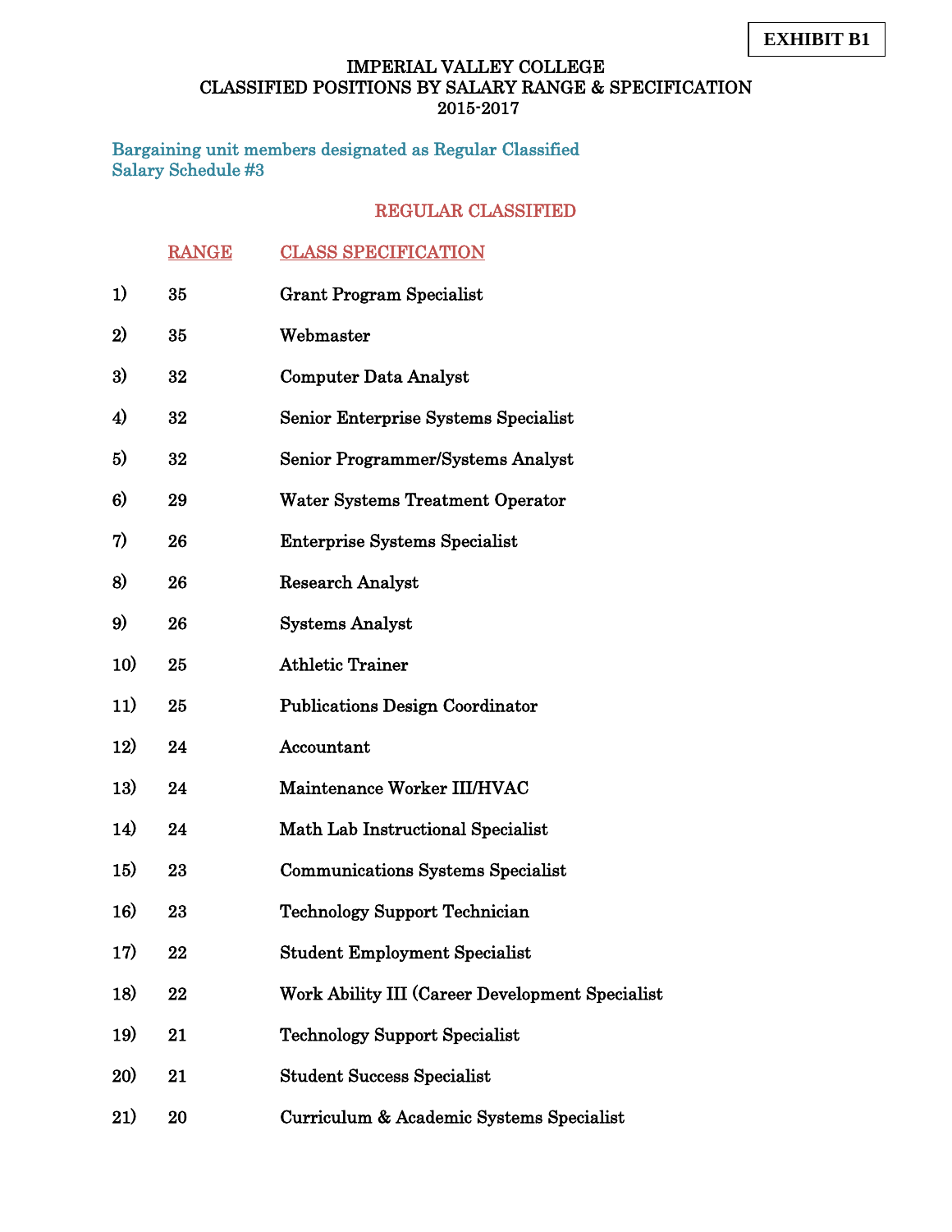**EXHIBIT B1**

# IMPERIAL VALLEY COLLEGE
## CLASSIFIED POSITIONS BY SALARY RANGE & SPECIFICATION
## 2015-2017

Bargaining unit members designated as Regular Classified
Salary Schedule #3

### REGULAR CLASSIFIED

| | RANGE | CLASS SPECIFICATION |
|---|---|---|
| 1) | 35 | Grant Program Specialist |
| 2) | 35 | Webmaster |
| 3) | 32 | Computer Data Analyst |
| 4) | 32 | Senior Enterprise Systems Specialist |
| 5) | 32 | Senior Programmer/Systems Analyst |
| 6) | 29 | Water Systems Treatment Operator |
| 7) | 26 | Enterprise Systems Specialist |
| 8) | 26 | Research Analyst |
| 9) | 26 | Systems Analyst |
| 10) | 25 | Athletic Trainer |
| 11) | 25 | Publications Design Coordinator |
| 12) | 24 | Accountant |
| 13) | 24 | Maintenance Worker III/HVAC |
| 14) | 24 | Math Lab Instructional Specialist |
| 15) | 23 | Communications Systems Specialist |
| 16) | 23 | Technology Support Technician |
| 17) | 22 | Student Employment Specialist |
| 18) | 22 | Work Ability III (Career Development Specialist |
| 19) | 21 | Technology Support Specialist |
| 20) | 21 | Student Success Specialist |
| 21) | 20 | Curriculum & Academic Systems Specialist |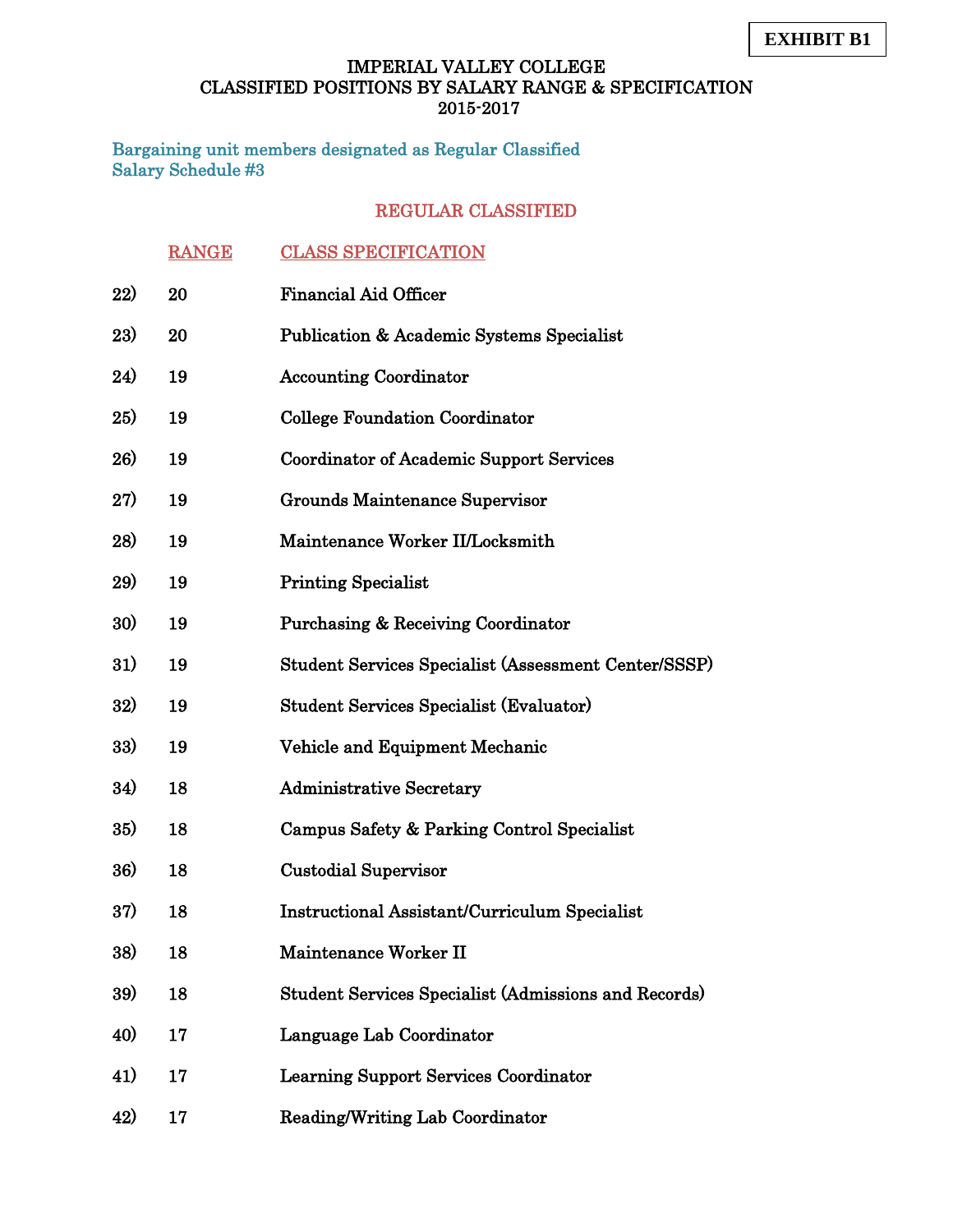**EXHIBIT B1**

# IMPERIAL VALLEY COLLEGE
## CLASSIFIED POSITIONS BY SALARY RANGE & SPECIFICATION
## 2015-2017

Bargaining unit members designated as Regular Classified
Salary Schedule #3

### REGULAR CLASSIFIED

| | RANGE | CLASS SPECIFICATION |
|---|---|---|
| 22) | 20 | Financial Aid Officer |
| 23) | 20 | Publication & Academic Systems Specialist |
| 24) | 19 | Accounting Coordinator |
| 25) | 19 | College Foundation Coordinator |
| 26) | 19 | Coordinator of Academic Support Services |
| 27) | 19 | Grounds Maintenance Supervisor |
| 28) | 19 | Maintenance Worker II/Locksmith |
| 29) | 19 | Printing Specialist |
| 30) | 19 | Purchasing & Receiving Coordinator |
| 31) | 19 | Student Services Specialist (Assessment Center/SSSP) |
| 32) | 19 | Student Services Specialist (Evaluator) |
| 33) | 19 | Vehicle and Equipment Mechanic |
| 34) | 18 | Administrative Secretary |
| 35) | 18 | Campus Safety & Parking Control Specialist |
| 36) | 18 | Custodial Supervisor |
| 37) | 18 | Instructional Assistant/Curriculum Specialist |
| 38) | 18 | Maintenance Worker II |
| 39) | 18 | Student Services Specialist (Admissions and Records) |
| 40) | 17 | Language Lab Coordinator |
| 41) | 17 | Learning Support Services Coordinator |
| 42) | 17 | Reading/Writing Lab Coordinator |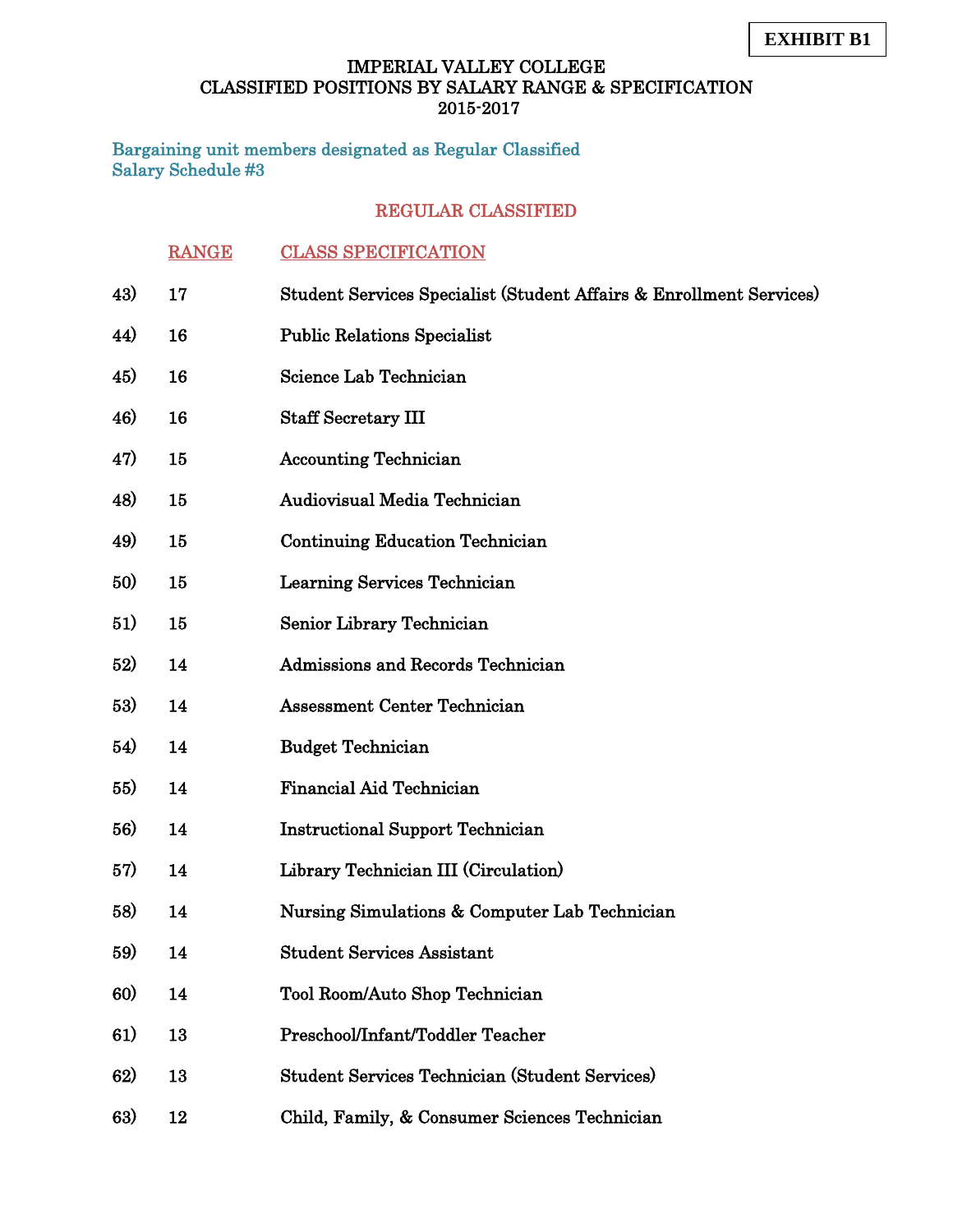**EXHIBIT B1**

# IMPERIAL VALLEY COLLEGE
## CLASSIFIED POSITIONS BY SALARY RANGE & SPECIFICATION
## 2015-2017

Bargaining unit members designated as Regular Classified
Salary Schedule #3

### REGULAR CLASSIFIED

| | RANGE | CLASS SPECIFICATION |
|---|---|---|
| 43) | 17 | Student Services Specialist (Student Affairs & Enrollment Services) |
| 44) | 16 | Public Relations Specialist |
| 45) | 16 | Science Lab Technician |
| 46) | 16 | Staff Secretary III |
| 47) | 15 | Accounting Technician |
| 48) | 15 | Audiovisual Media Technician |
| 49) | 15 | Continuing Education Technician |
| 50) | 15 | Learning Services Technician |
| 51) | 15 | Senior Library Technician |
| 52) | 14 | Admissions and Records Technician |
| 53) | 14 | Assessment Center Technician |
| 54) | 14 | Budget Technician |
| 55) | 14 | Financial Aid Technician |
| 56) | 14 | Instructional Support Technician |
| 57) | 14 | Library Technician III (Circulation) |
| 58) | 14 | Nursing Simulations & Computer Lab Technician |
| 59) | 14 | Student Services Assistant |
| 60) | 14 | Tool Room/Auto Shop Technician |
| 61) | 13 | Preschool/Infant/Toddler Teacher |
| 62) | 13 | Student Services Technician (Student Services) |
| 63) | 12 | Child, Family, & Consumer Sciences Technician |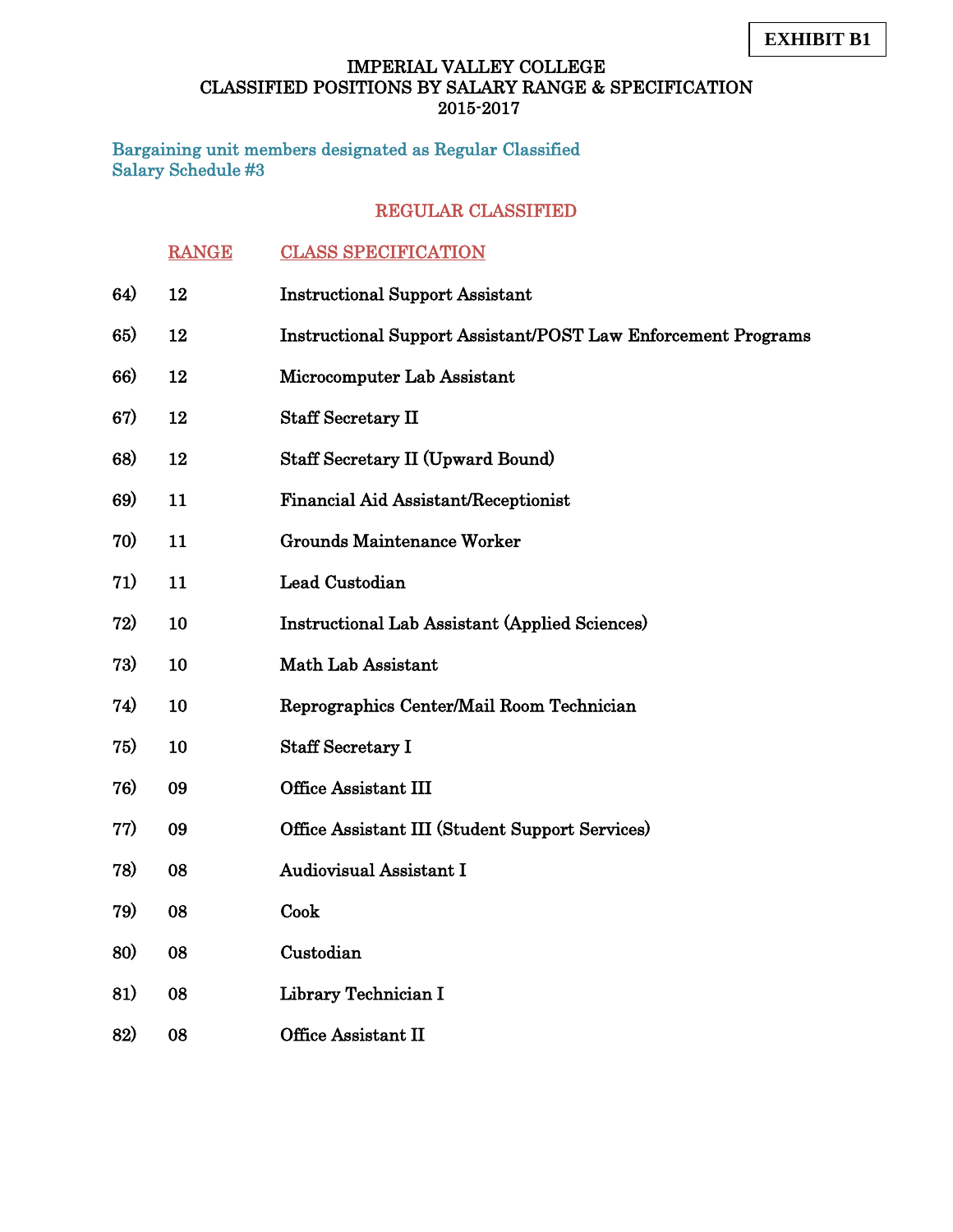**EXHIBIT B1**

# IMPERIAL VALLEY COLLEGE
## CLASSIFIED POSITIONS BY SALARY RANGE & SPECIFICATION
### 2015-2017

**Bargaining unit members designated as Regular Classified**
**Salary Schedule #3**

### REGULAR CLASSIFIED

| | RANGE | CLASS SPECIFICATION |
|---|---|---|
| 64) | 12 | Instructional Support Assistant |
| 65) | 12 | Instructional Support Assistant/POST Law Enforcement Programs |
| 66) | 12 | Microcomputer Lab Assistant |
| 67) | 12 | Staff Secretary II |
| 68) | 12 | Staff Secretary II (Upward Bound) |
| 69) | 11 | Financial Aid Assistant/Receptionist |
| 70) | 11 | Grounds Maintenance Worker |
| 71) | 11 | Lead Custodian |
| 72) | 10 | Instructional Lab Assistant (Applied Sciences) |
| 73) | 10 | Math Lab Assistant |
| 74) | 10 | Reprographics Center/Mail Room Technician |
| 75) | 10 | Staff Secretary I |
| 76) | 09 | Office Assistant III |
| 77) | 09 | Office Assistant III (Student Support Services) |
| 78) | 08 | Audiovisual Assistant I |
| 79) | 08 | Cook |
| 80) | 08 | Custodian |
| 81) | 08 | Library Technician I |
| 82) | 08 | Office Assistant II |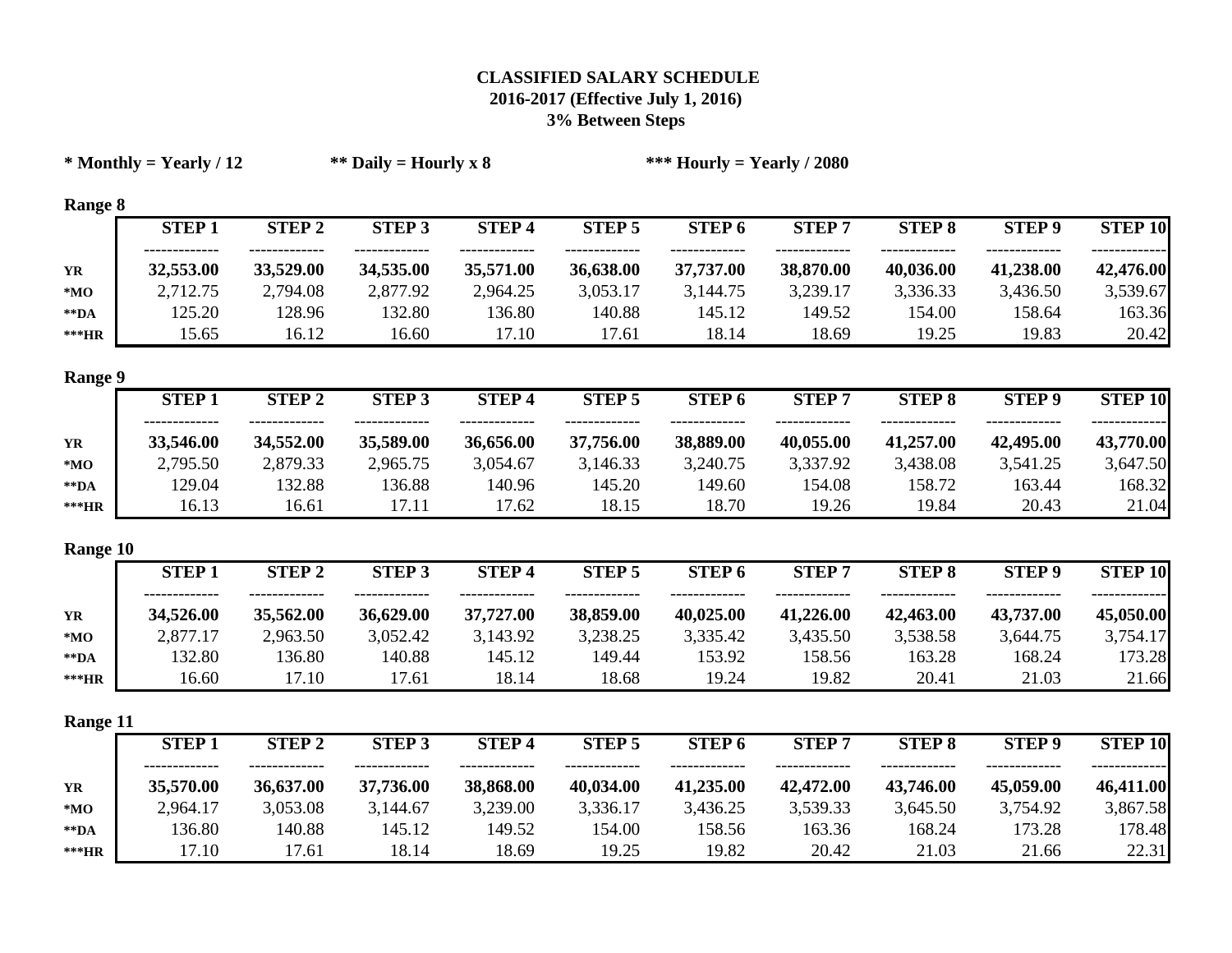**CLASSIFIED SALARY SCHEDULE**
**2016-2017 (Effective July 1, 2016)**
**3% Between Steps**

**\* Monthly = Yearly / 12** **\*\* Daily = Hourly x 8** **\*\*\* Hourly = Yearly / 2080**

**Range 8**

| | STEP 1 | STEP 2 | STEP 3 | STEP 4 | STEP 5 | STEP 6 | STEP 7 | STEP 8 | STEP 9 | STEP 10 |
|---|---|---|---|---|---|---|---|---|---|---|
| **YR** | **32,553.00** | **33,529.00** | **34,535.00** | **35,571.00** | **36,638.00** | **37,737.00** | **38,870.00** | **40,036.00** | **41,238.00** | **42,476.00** |
| ***MO** | 2,712.75 | 2,794.08 | 2,877.92 | 2,964.25 | 3,053.17 | 3,144.75 | 3,239.17 | 3,336.33 | 3,436.50 | 3,539.67 |
| ****DA** | 125.20 | 128.96 | 132.80 | 136.80 | 140.88 | 145.12 | 149.52 | 154.00 | 158.64 | 163.36 |
| *****HR** | 15.65 | 16.12 | 16.60 | 17.10 | 17.61 | 18.14 | 18.69 | 19.25 | 19.83 | 20.42 |

**Range 9**

| | STEP 1 | STEP 2 | STEP 3 | STEP 4 | STEP 5 | STEP 6 | STEP 7 | STEP 8 | STEP 9 | STEP 10 |
|---|---|---|---|---|---|---|---|---|---|---|
| **YR** | **33,546.00** | **34,552.00** | **35,589.00** | **36,656.00** | **37,756.00** | **38,889.00** | **40,055.00** | **41,257.00** | **42,495.00** | **43,770.00** |
| ***MO** | 2,795.50 | 2,879.33 | 2,965.75 | 3,054.67 | 3,146.33 | 3,240.75 | 3,337.92 | 3,438.08 | 3,541.25 | 3,647.50 |
| ****DA** | 129.04 | 132.88 | 136.88 | 140.96 | 145.20 | 149.60 | 154.08 | 158.72 | 163.44 | 168.32 |
| *****HR** | 16.13 | 16.61 | 17.11 | 17.62 | 18.15 | 18.70 | 19.26 | 19.84 | 20.43 | 21.04 |

**Range 10**

| | STEP 1 | STEP 2 | STEP 3 | STEP 4 | STEP 5 | STEP 6 | STEP 7 | STEP 8 | STEP 9 | STEP 10 |
|---|---|---|---|---|---|---|---|---|---|---|
| **YR** | **34,526.00** | **35,562.00** | **36,629.00** | **37,727.00** | **38,859.00** | **40,025.00** | **41,226.00** | **42,463.00** | **43,737.00** | **45,050.00** |
| ***MO** | 2,877.17 | 2,963.50 | 3,052.42 | 3,143.92 | 3,238.25 | 3,335.42 | 3,435.50 | 3,538.58 | 3,644.75 | 3,754.17 |
| ****DA** | 132.80 | 136.80 | 140.88 | 145.12 | 149.44 | 153.92 | 158.56 | 163.28 | 168.24 | 173.28 |
| *****HR** | 16.60 | 17.10 | 17.61 | 18.14 | 18.68 | 19.24 | 19.82 | 20.41 | 21.03 | 21.66 |

**Range 11**

| | STEP 1 | STEP 2 | STEP 3 | STEP 4 | STEP 5 | STEP 6 | STEP 7 | STEP 8 | STEP 9 | STEP 10 |
|---|---|---|---|---|---|---|---|---|---|---|
| **YR** | **35,570.00** | **36,637.00** | **37,736.00** | **38,868.00** | **40,034.00** | **41,235.00** | **42,472.00** | **43,746.00** | **45,059.00** | **46,411.00** |
| ***MO** | 2,964.17 | 3,053.08 | 3,144.67 | 3,239.00 | 3,336.17 | 3,436.25 | 3,539.33 | 3,645.50 | 3,754.92 | 3,867.58 |
| ****DA** | 136.80 | 140.88 | 145.12 | 149.52 | 154.00 | 158.56 | 163.36 | 168.24 | 173.28 | 178.48 |
| *****HR** | 17.10 | 17.61 | 18.14 | 18.69 | 19.25 | 19.82 | 20.42 | 21.03 | 21.66 | 22.31 |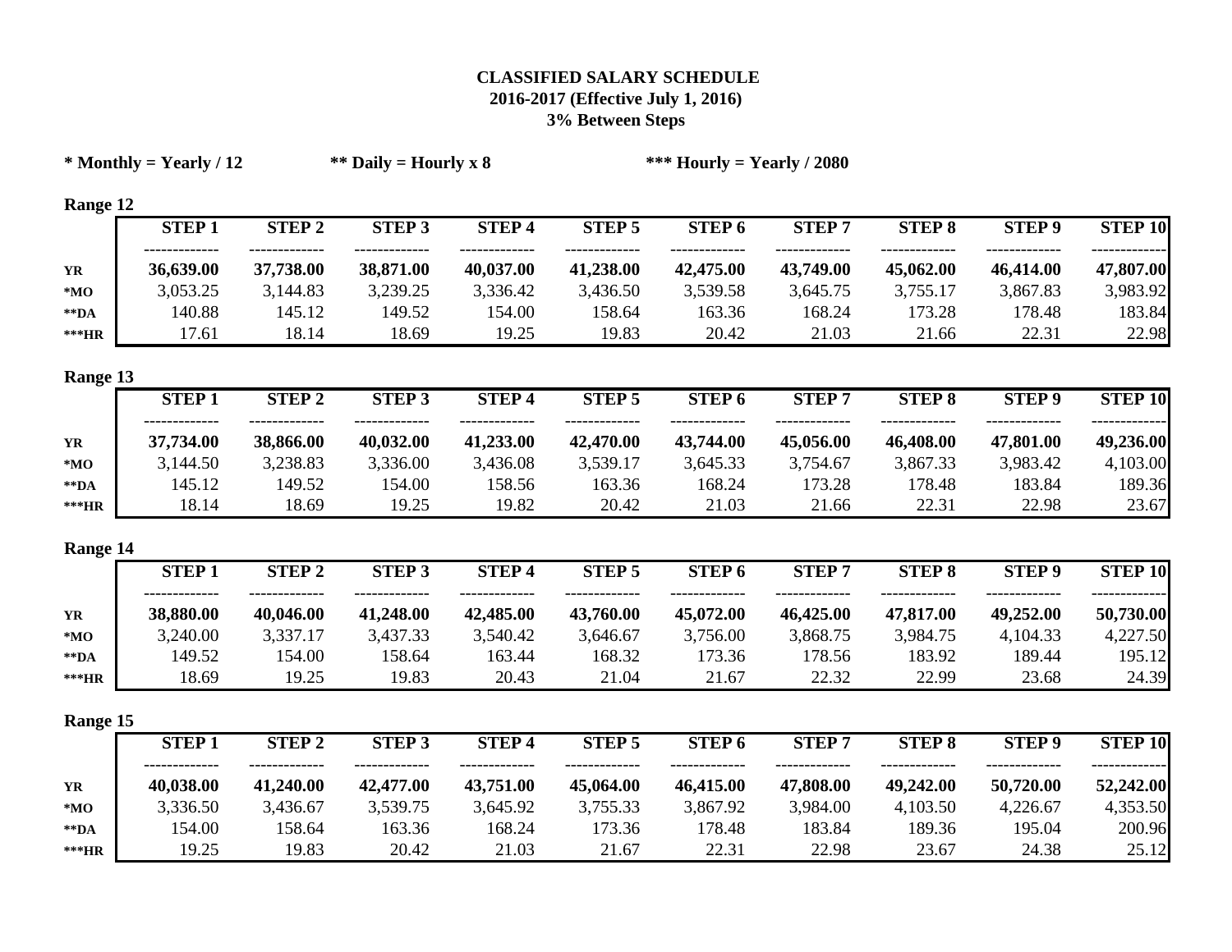# CLASSIFIED SALARY SCHEDULE
## 2016-2017 (Effective July 1, 2016)
### 3% Between Steps

**\* Monthly = Yearly / 12** **\*\* Daily = Hourly x 8** **\*\*\* Hourly = Yearly / 2080**

**Range 12**

| | STEP 1 | STEP 2 | STEP 3 | STEP 4 | STEP 5 | STEP 6 | STEP 7 | STEP 8 | STEP 9 | STEP 10 |
|---|---|---|---|---|---|---|---|---|---|---|
| **YR** | **36,639.00** | **37,738.00** | **38,871.00** | **40,037.00** | **41,238.00** | **42,475.00** | **43,749.00** | **45,062.00** | **46,414.00** | **47,807.00** |
| ***MO** | 3,053.25 | 3,144.83 | 3,239.25 | 3,336.42 | 3,436.50 | 3,539.58 | 3,645.75 | 3,755.17 | 3,867.83 | 3,983.92 |
| ****DA** | 140.88 | 145.12 | 149.52 | 154.00 | 158.64 | 163.36 | 168.24 | 173.28 | 178.48 | 183.84 |
| *****HR** | 17.61 | 18.14 | 18.69 | 19.25 | 19.83 | 20.42 | 21.03 | 21.66 | 22.31 | 22.98 |

**Range 13**

| | STEP 1 | STEP 2 | STEP 3 | STEP 4 | STEP 5 | STEP 6 | STEP 7 | STEP 8 | STEP 9 | STEP 10 |
|---|---|---|---|---|---|---|---|---|---|---|
| **YR** | **37,734.00** | **38,866.00** | **40,032.00** | **41,233.00** | **42,470.00** | **43,744.00** | **45,056.00** | **46,408.00** | **47,801.00** | **49,236.00** |
| ***MO** | 3,144.50 | 3,238.83 | 3,336.00 | 3,436.08 | 3,539.17 | 3,645.33 | 3,754.67 | 3,867.33 | 3,983.42 | 4,103.00 |
| ****DA** | 145.12 | 149.52 | 154.00 | 158.56 | 163.36 | 168.24 | 173.28 | 178.48 | 183.84 | 189.36 |
| *****HR** | 18.14 | 18.69 | 19.25 | 19.82 | 20.42 | 21.03 | 21.66 | 22.31 | 22.98 | 23.67 |

**Range 14**

| | STEP 1 | STEP 2 | STEP 3 | STEP 4 | STEP 5 | STEP 6 | STEP 7 | STEP 8 | STEP 9 | STEP 10 |
|---|---|---|---|---|---|---|---|---|---|---|
| **YR** | **38,880.00** | **40,046.00** | **41,248.00** | **42,485.00** | **43,760.00** | **45,072.00** | **46,425.00** | **47,817.00** | **49,252.00** | **50,730.00** |
| ***MO** | 3,240.00 | 3,337.17 | 3,437.33 | 3,540.42 | 3,646.67 | 3,756.00 | 3,868.75 | 3,984.75 | 4,104.33 | 4,227.50 |
| ****DA** | 149.52 | 154.00 | 158.64 | 163.44 | 168.32 | 173.36 | 178.56 | 183.92 | 189.44 | 195.12 |
| *****HR** | 18.69 | 19.25 | 19.83 | 20.43 | 21.04 | 21.67 | 22.32 | 22.99 | 23.68 | 24.39 |

**Range 15**

| | STEP 1 | STEP 2 | STEP 3 | STEP 4 | STEP 5 | STEP 6 | STEP 7 | STEP 8 | STEP 9 | STEP 10 |
|---|---|---|---|---|---|---|---|---|---|---|
| **YR** | **40,038.00** | **41,240.00** | **42,477.00** | **43,751.00** | **45,064.00** | **46,415.00** | **47,808.00** | **49,242.00** | **50,720.00** | **52,242.00** |
| ***MO** | 3,336.50 | 3,436.67 | 3,539.75 | 3,645.92 | 3,755.33 | 3,867.92 | 3,984.00 | 4,103.50 | 4,226.67 | 4,353.50 |
| ****DA** | 154.00 | 158.64 | 163.36 | 168.24 | 173.36 | 178.48 | 183.84 | 189.36 | 195.04 | 200.96 |
| *****HR** | 19.25 | 19.83 | 20.42 | 21.03 | 21.67 | 22.31 | 22.98 | 23.67 | 24.38 | 25.12 |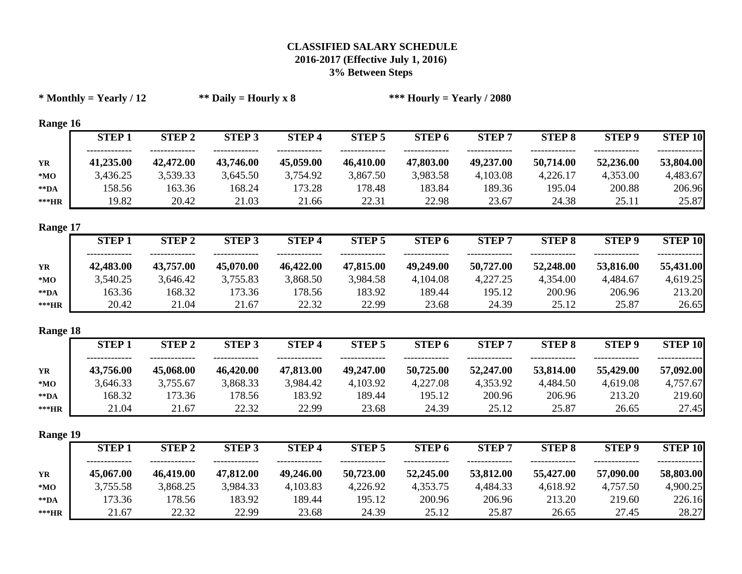# CLASSIFIED SALARY SCHEDULE
## 2016-2017 (Effective July 1, 2016)
### 3% Between Steps

**\* Monthly = Yearly / 12** **\*\* Daily = Hourly x 8** **\*\*\* Hourly = Yearly / 2080**

**Range 16**

| | STEP 1 | STEP 2 | STEP 3 | STEP 4 | STEP 5 | STEP 6 | STEP 7 | STEP 8 | STEP 9 | STEP 10 |
|---|---|---|---|---|---|---|---|---|---|---|
| **YR** | **41,235.00** | **42,472.00** | **43,746.00** | **45,059.00** | **46,410.00** | **47,803.00** | **49,237.00** | **50,714.00** | **52,236.00** | **53,804.00** |
| **\*MO** | 3,436.25 | 3,539.33 | 3,645.50 | 3,754.92 | 3,867.50 | 3,983.58 | 4,103.08 | 4,226.17 | 4,353.00 | 4,483.67 |
| **\*\*DA** | 158.56 | 163.36 | 168.24 | 173.28 | 178.48 | 183.84 | 189.36 | 195.04 | 200.88 | 206.96 |
| **\*\*\*HR** | 19.82 | 20.42 | 21.03 | 21.66 | 22.31 | 22.98 | 23.67 | 24.38 | 25.11 | 25.87 |

**Range 17**

| | STEP 1 | STEP 2 | STEP 3 | STEP 4 | STEP 5 | STEP 6 | STEP 7 | STEP 8 | STEP 9 | STEP 10 |
|---|---|---|---|---|---|---|---|---|---|---|
| **YR** | **42,483.00** | **43,757.00** | **45,070.00** | **46,422.00** | **47,815.00** | **49,249.00** | **50,727.00** | **52,248.00** | **53,816.00** | **55,431.00** |
| **\*MO** | 3,540.25 | 3,646.42 | 3,755.83 | 3,868.50 | 3,984.58 | 4,104.08 | 4,227.25 | 4,354.00 | 4,484.67 | 4,619.25 |
| **\*\*DA** | 163.36 | 168.32 | 173.36 | 178.56 | 183.92 | 189.44 | 195.12 | 200.96 | 206.96 | 213.20 |
| **\*\*\*HR** | 20.42 | 21.04 | 21.67 | 22.32 | 22.99 | 23.68 | 24.39 | 25.12 | 25.87 | 26.65 |

**Range 18**

| | STEP 1 | STEP 2 | STEP 3 | STEP 4 | STEP 5 | STEP 6 | STEP 7 | STEP 8 | STEP 9 | STEP 10 |
|---|---|---|---|---|---|---|---|---|---|---|
| **YR** | **43,756.00** | **45,068.00** | **46,420.00** | **47,813.00** | **49,247.00** | **50,725.00** | **52,247.00** | **53,814.00** | **55,429.00** | **57,092.00** |
| **\*MO** | 3,646.33 | 3,755.67 | 3,868.33 | 3,984.42 | 4,103.92 | 4,227.08 | 4,353.92 | 4,484.50 | 4,619.08 | 4,757.67 |
| **\*\*DA** | 168.32 | 173.36 | 178.56 | 183.92 | 189.44 | 195.12 | 200.96 | 206.96 | 213.20 | 219.60 |
| **\*\*\*HR** | 21.04 | 21.67 | 22.32 | 22.99 | 23.68 | 24.39 | 25.12 | 25.87 | 26.65 | 27.45 |

**Range 19**

| | STEP 1 | STEP 2 | STEP 3 | STEP 4 | STEP 5 | STEP 6 | STEP 7 | STEP 8 | STEP 9 | STEP 10 |
|---|---|---|---|---|---|---|---|---|---|---|
| **YR** | **45,067.00** | **46,419.00** | **47,812.00** | **49,246.00** | **50,723.00** | **52,245.00** | **53,812.00** | **55,427.00** | **57,090.00** | **58,803.00** |
| **\*MO** | 3,755.58 | 3,868.25 | 3,984.33 | 4,103.83 | 4,226.92 | 4,353.75 | 4,484.33 | 4,618.92 | 4,757.50 | 4,900.25 |
| **\*\*DA** | 173.36 | 178.56 | 183.92 | 189.44 | 195.12 | 200.96 | 206.96 | 213.20 | 219.60 | 226.16 |
| **\*\*\*HR** | 21.67 | 22.32 | 22.99 | 23.68 | 24.39 | 25.12 | 25.87 | 26.65 | 27.45 | 28.27 |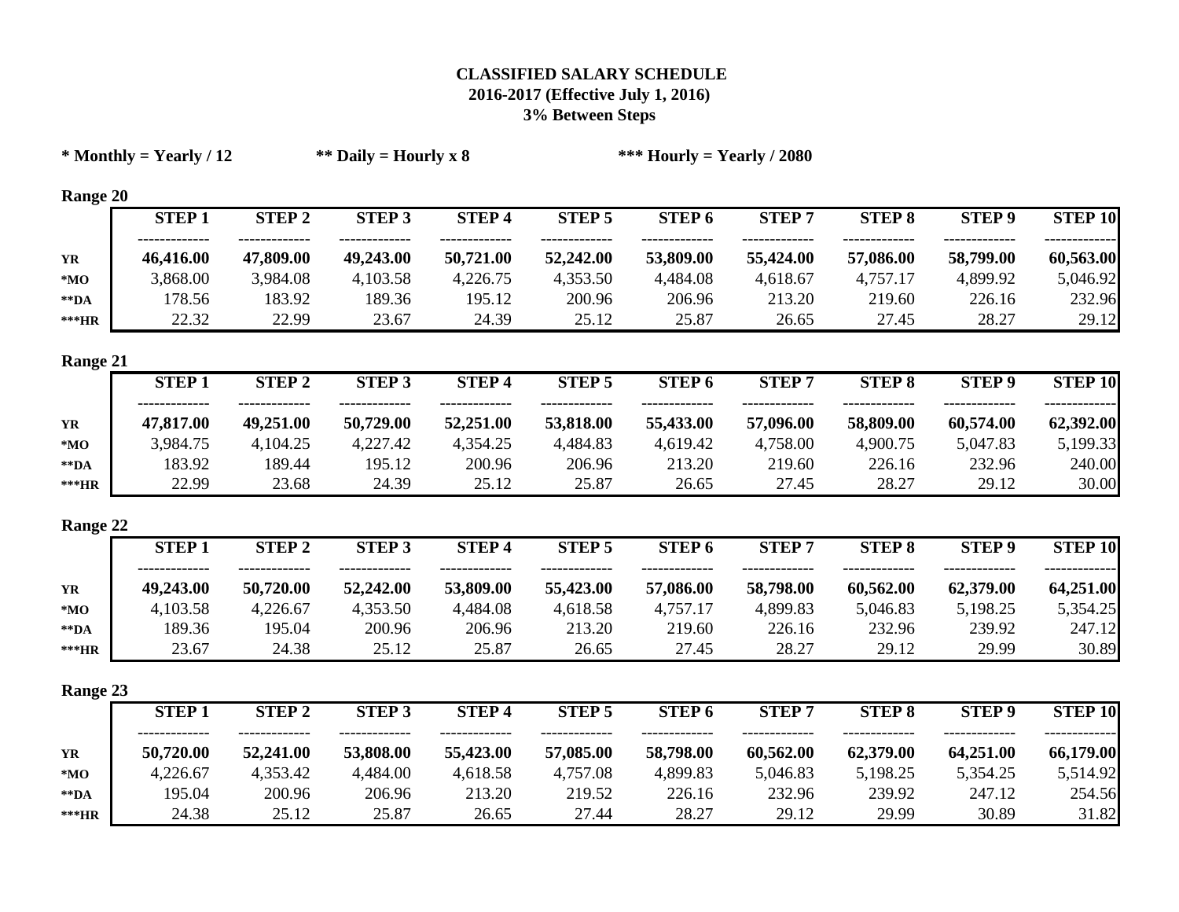**CLASSIFIED SALARY SCHEDULE**
**2016-2017 (Effective July 1, 2016)**
**3% Between Steps**

**\* Monthly = Yearly / 12** **\*\* Daily = Hourly x 8** **\*\*\* Hourly = Yearly / 2080**

**Range 20**

| | STEP 1 | STEP 2 | STEP 3 | STEP 4 | STEP 5 | STEP 6 | STEP 7 | STEP 8 | STEP 9 | STEP 10 |
|---|---|---|---|---|---|---|---|---|---|---|
| **YR** | **46,416.00** | **47,809.00** | **49,243.00** | **50,721.00** | **52,242.00** | **53,809.00** | **55,424.00** | **57,086.00** | **58,799.00** | **60,563.00** |
| ***MO** | 3,868.00 | 3,984.08 | 4,103.58 | 4,226.75 | 4,353.50 | 4,484.08 | 4,618.67 | 4,757.17 | 4,899.92 | 5,046.92 |
| ****DA** | 178.56 | 183.92 | 189.36 | 195.12 | 200.96 | 206.96 | 213.20 | 219.60 | 226.16 | 232.96 |
| *****HR** | 22.32 | 22.99 | 23.67 | 24.39 | 25.12 | 25.87 | 26.65 | 27.45 | 28.27 | 29.12 |

**Range 21**

| | STEP 1 | STEP 2 | STEP 3 | STEP 4 | STEP 5 | STEP 6 | STEP 7 | STEP 8 | STEP 9 | STEP 10 |
|---|---|---|---|---|---|---|---|---|---|---|
| **YR** | **47,817.00** | **49,251.00** | **50,729.00** | **52,251.00** | **53,818.00** | **55,433.00** | **57,096.00** | **58,809.00** | **60,574.00** | **62,392.00** |
| ***MO** | 3,984.75 | 4,104.25 | 4,227.42 | 4,354.25 | 4,484.83 | 4,619.42 | 4,758.00 | 4,900.75 | 5,047.83 | 5,199.33 |
| ****DA** | 183.92 | 189.44 | 195.12 | 200.96 | 206.96 | 213.20 | 219.60 | 226.16 | 232.96 | 240.00 |
| *****HR** | 22.99 | 23.68 | 24.39 | 25.12 | 25.87 | 26.65 | 27.45 | 28.27 | 29.12 | 30.00 |

**Range 22**

| | STEP 1 | STEP 2 | STEP 3 | STEP 4 | STEP 5 | STEP 6 | STEP 7 | STEP 8 | STEP 9 | STEP 10 |
|---|---|---|---|---|---|---|---|---|---|---|
| **YR** | **49,243.00** | **50,720.00** | **52,242.00** | **53,809.00** | **55,423.00** | **57,086.00** | **58,798.00** | **60,562.00** | **62,379.00** | **64,251.00** |
| ***MO** | 4,103.58 | 4,226.67 | 4,353.50 | 4,484.08 | 4,618.58 | 4,757.17 | 4,899.83 | 5,046.83 | 5,198.25 | 5,354.25 |
| ****DA** | 189.36 | 195.04 | 200.96 | 206.96 | 213.20 | 219.60 | 226.16 | 232.96 | 239.92 | 247.12 |
| *****HR** | 23.67 | 24.38 | 25.12 | 25.87 | 26.65 | 27.45 | 28.27 | 29.12 | 29.99 | 30.89 |

**Range 23**

| | STEP 1 | STEP 2 | STEP 3 | STEP 4 | STEP 5 | STEP 6 | STEP 7 | STEP 8 | STEP 9 | STEP 10 |
|---|---|---|---|---|---|---|---|---|---|---|
| **YR** | **50,720.00** | **52,241.00** | **53,808.00** | **55,423.00** | **57,085.00** | **58,798.00** | **60,562.00** | **62,379.00** | **64,251.00** | **66,179.00** |
| ***MO** | 4,226.67 | 4,353.42 | 4,484.00 | 4,618.58 | 4,757.08 | 4,899.83 | 5,046.83 | 5,198.25 | 5,354.25 | 5,514.92 |
| ****DA** | 195.04 | 200.96 | 206.96 | 213.20 | 219.52 | 226.16 | 232.96 | 239.92 | 247.12 | 254.56 |
| *****HR** | 24.38 | 25.12 | 25.87 | 26.65 | 27.44 | 28.27 | 29.12 | 29.99 | 30.89 | 31.82 |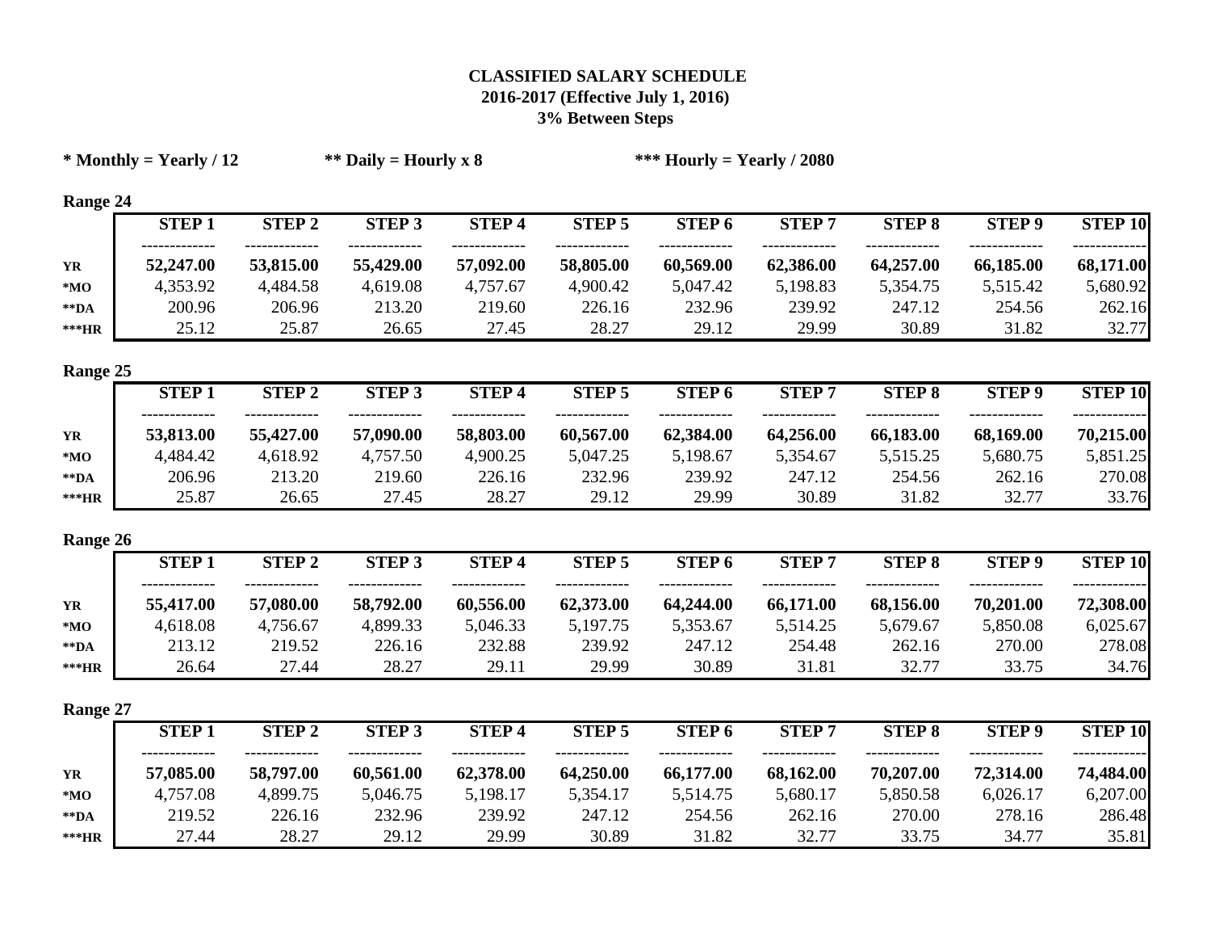# CLASSIFIED SALARY SCHEDULE
## 2016-2017 (Effective July 1, 2016)
### 3% Between Steps

**\* Monthly = Yearly / 12** **\*\* Daily = Hourly x 8** **\*\*\* Hourly = Yearly / 2080**

**Range 24**

| | STEP 1 | STEP 2 | STEP 3 | STEP 4 | STEP 5 | STEP 6 | STEP 7 | STEP 8 | STEP 9 | STEP 10 |
|---|---|---|---|---|---|---|---|---|---|---|
| **YR** | **52,247.00** | **53,815.00** | **55,429.00** | **57,092.00** | **58,805.00** | **60,569.00** | **62,386.00** | **64,257.00** | **66,185.00** | **68,171.00** |
| ***MO** | 4,353.92 | 4,484.58 | 4,619.08 | 4,757.67 | 4,900.42 | 5,047.42 | 5,198.83 | 5,354.75 | 5,515.42 | 5,680.92 |
| ****DA** | 200.96 | 206.96 | 213.20 | 219.60 | 226.16 | 232.96 | 239.92 | 247.12 | 254.56 | 262.16 |
| *****HR** | 25.12 | 25.87 | 26.65 | 27.45 | 28.27 | 29.12 | 29.99 | 30.89 | 31.82 | 32.77 |

**Range 25**

| | STEP 1 | STEP 2 | STEP 3 | STEP 4 | STEP 5 | STEP 6 | STEP 7 | STEP 8 | STEP 9 | STEP 10 |
|---|---|---|---|---|---|---|---|---|---|---|
| **YR** | **53,813.00** | **55,427.00** | **57,090.00** | **58,803.00** | **60,567.00** | **62,384.00** | **64,256.00** | **66,183.00** | **68,169.00** | **70,215.00** |
| ***MO** | 4,484.42 | 4,618.92 | 4,757.50 | 4,900.25 | 5,047.25 | 5,198.67 | 5,354.67 | 5,515.25 | 5,680.75 | 5,851.25 |
| ****DA** | 206.96 | 213.20 | 219.60 | 226.16 | 232.96 | 239.92 | 247.12 | 254.56 | 262.16 | 270.08 |
| *****HR** | 25.87 | 26.65 | 27.45 | 28.27 | 29.12 | 29.99 | 30.89 | 31.82 | 32.77 | 33.76 |

**Range 26**

| | STEP 1 | STEP 2 | STEP 3 | STEP 4 | STEP 5 | STEP 6 | STEP 7 | STEP 8 | STEP 9 | STEP 10 |
|---|---|---|---|---|---|---|---|---|---|---|
| **YR** | **55,417.00** | **57,080.00** | **58,792.00** | **60,556.00** | **62,373.00** | **64,244.00** | **66,171.00** | **68,156.00** | **70,201.00** | **72,308.00** |
| ***MO** | 4,618.08 | 4,756.67 | 4,899.33 | 5,046.33 | 5,197.75 | 5,353.67 | 5,514.25 | 5,679.67 | 5,850.08 | 6,025.67 |
| ****DA** | 213.12 | 219.52 | 226.16 | 232.88 | 239.92 | 247.12 | 254.48 | 262.16 | 270.00 | 278.08 |
| *****HR** | 26.64 | 27.44 | 28.27 | 29.11 | 29.99 | 30.89 | 31.81 | 32.77 | 33.75 | 34.76 |

**Range 27**

| | STEP 1 | STEP 2 | STEP 3 | STEP 4 | STEP 5 | STEP 6 | STEP 7 | STEP 8 | STEP 9 | STEP 10 |
|---|---|---|---|---|---|---|---|---|---|---|
| **YR** | **57,085.00** | **58,797.00** | **60,561.00** | **62,378.00** | **64,250.00** | **66,177.00** | **68,162.00** | **70,207.00** | **72,314.00** | **74,484.00** |
| ***MO** | 4,757.08 | 4,899.75 | 5,046.75 | 5,198.17 | 5,354.17 | 5,514.75 | 5,680.17 | 5,850.58 | 6,026.17 | 6,207.00 |
| ****DA** | 219.52 | 226.16 | 232.96 | 239.92 | 247.12 | 254.56 | 262.16 | 270.00 | 278.16 | 286.48 |
| *****HR** | 27.44 | 28.27 | 29.12 | 29.99 | 30.89 | 31.82 | 32.77 | 33.75 | 34.77 | 35.81 |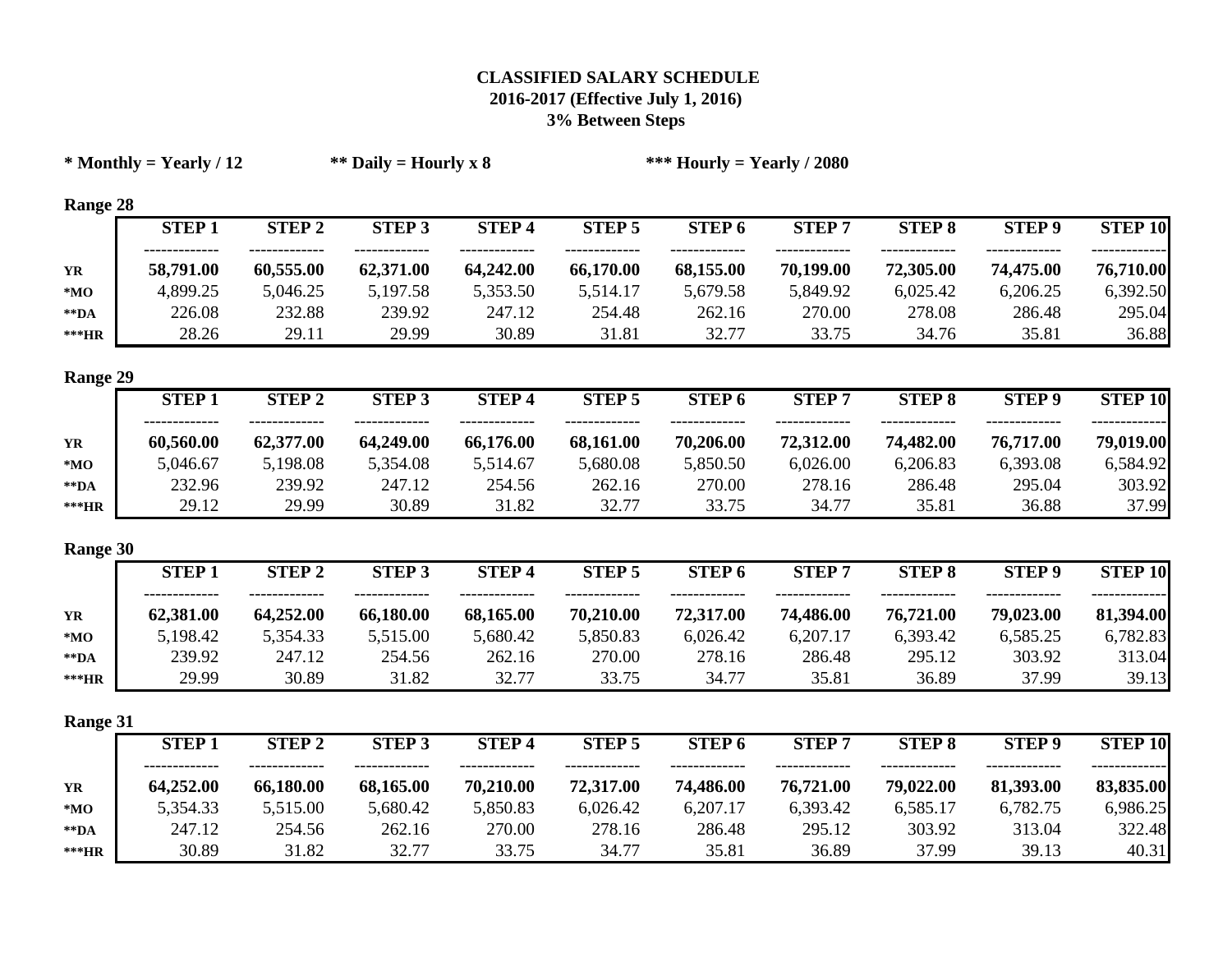# CLASSIFIED SALARY SCHEDULE
## 2016-2017 (Effective July 1, 2016)
### 3% Between Steps

**\* Monthly = Yearly / 12** **\*\* Daily = Hourly x 8** **\*\*\* Hourly = Yearly / 2080**

**Range 28**

| | STEP 1 | STEP 2 | STEP 3 | STEP 4 | STEP 5 | STEP 6 | STEP 7 | STEP 8 | STEP 9 | STEP 10 |
|---|---|---|---|---|---|---|---|---|---|---|
| **YR** | **58,791.00** | **60,555.00** | **62,371.00** | **64,242.00** | **66,170.00** | **68,155.00** | **70,199.00** | **72,305.00** | **74,475.00** | **76,710.00** |
| **\*MO** | 4,899.25 | 5,046.25 | 5,197.58 | 5,353.50 | 5,514.17 | 5,679.58 | 5,849.92 | 6,025.42 | 6,206.25 | 6,392.50 |
| **\*\*DA** | 226.08 | 232.88 | 239.92 | 247.12 | 254.48 | 262.16 | 270.00 | 278.08 | 286.48 | 295.04 |
| **\*\*\*HR** | 28.26 | 29.11 | 29.99 | 30.89 | 31.81 | 32.77 | 33.75 | 34.76 | 35.81 | 36.88 |

**Range 29**

| | STEP 1 | STEP 2 | STEP 3 | STEP 4 | STEP 5 | STEP 6 | STEP 7 | STEP 8 | STEP 9 | STEP 10 |
|---|---|---|---|---|---|---|---|---|---|---|
| **YR** | **60,560.00** | **62,377.00** | **64,249.00** | **66,176.00** | **68,161.00** | **70,206.00** | **72,312.00** | **74,482.00** | **76,717.00** | **79,019.00** |
| **\*MO** | 5,046.67 | 5,198.08 | 5,354.08 | 5,514.67 | 5,680.08 | 5,850.50 | 6,026.00 | 6,206.83 | 6,393.08 | 6,584.92 |
| **\*\*DA** | 232.96 | 239.92 | 247.12 | 254.56 | 262.16 | 270.00 | 278.16 | 286.48 | 295.04 | 303.92 |
| **\*\*\*HR** | 29.12 | 29.99 | 30.89 | 31.82 | 32.77 | 33.75 | 34.77 | 35.81 | 36.88 | 37.99 |

**Range 30**

| | STEP 1 | STEP 2 | STEP 3 | STEP 4 | STEP 5 | STEP 6 | STEP 7 | STEP 8 | STEP 9 | STEP 10 |
|---|---|---|---|---|---|---|---|---|---|---|
| **YR** | **62,381.00** | **64,252.00** | **66,180.00** | **68,165.00** | **70,210.00** | **72,317.00** | **74,486.00** | **76,721.00** | **79,023.00** | **81,394.00** |
| **\*MO** | 5,198.42 | 5,354.33 | 5,515.00 | 5,680.42 | 5,850.83 | 6,026.42 | 6,207.17 | 6,393.42 | 6,585.25 | 6,782.83 |
| **\*\*DA** | 239.92 | 247.12 | 254.56 | 262.16 | 270.00 | 278.16 | 286.48 | 295.12 | 303.92 | 313.04 |
| **\*\*\*HR** | 29.99 | 30.89 | 31.82 | 32.77 | 33.75 | 34.77 | 35.81 | 36.89 | 37.99 | 39.13 |

**Range 31**

| | STEP 1 | STEP 2 | STEP 3 | STEP 4 | STEP 5 | STEP 6 | STEP 7 | STEP 8 | STEP 9 | STEP 10 |
|---|---|---|---|---|---|---|---|---|---|---|
| **YR** | **64,252.00** | **66,180.00** | **68,165.00** | **70,210.00** | **72,317.00** | **74,486.00** | **76,721.00** | **79,022.00** | **81,393.00** | **83,835.00** |
| **\*MO** | 5,354.33 | 5,515.00 | 5,680.42 | 5,850.83 | 6,026.42 | 6,207.17 | 6,393.42 | 6,585.17 | 6,782.75 | 6,986.25 |
| **\*\*DA** | 247.12 | 254.56 | 262.16 | 270.00 | 278.16 | 286.48 | 295.12 | 303.92 | 313.04 | 322.48 |
| **\*\*\*HR** | 30.89 | 31.82 | 32.77 | 33.75 | 34.77 | 35.81 | 36.89 | 37.99 | 39.13 | 40.31 |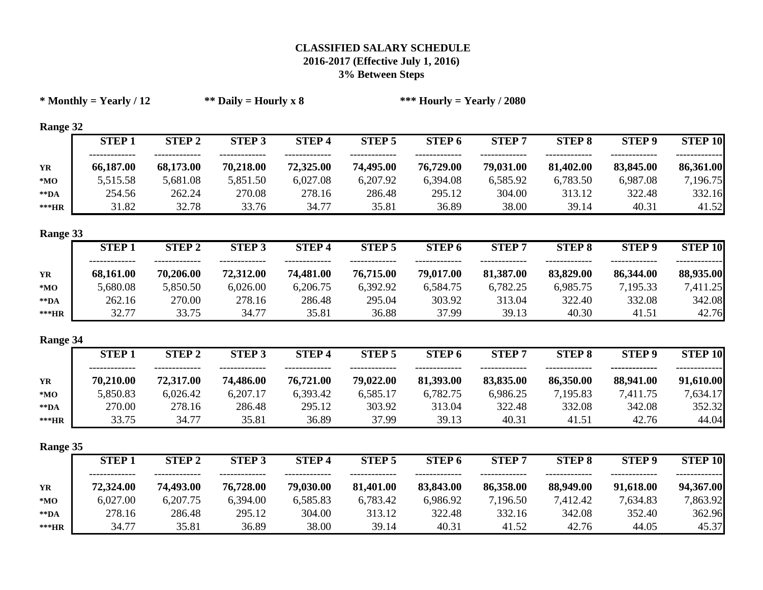# CLASSIFIED SALARY SCHEDULE
## 2016-2017 (Effective July 1, 2016)
### 3% Between Steps

**\* Monthly = Yearly / 12** **\*\* Daily = Hourly x 8** **\*\*\* Hourly = Yearly / 2080**

**Range 32**

| | STEP 1 | STEP 2 | STEP 3 | STEP 4 | STEP 5 | STEP 6 | STEP 7 | STEP 8 | STEP 9 | STEP 10 |
|---|---|---|---|---|---|---|---|---|---|---|
| **YR** | **66,187.00** | **68,173.00** | **70,218.00** | **72,325.00** | **74,495.00** | **76,729.00** | **79,031.00** | **81,402.00** | **83,845.00** | **86,361.00** |
| **\*MO** | 5,515.58 | 5,681.08 | 5,851.50 | 6,027.08 | 6,207.92 | 6,394.08 | 6,585.92 | 6,783.50 | 6,987.08 | 7,196.75 |
| **\*\*DA** | 254.56 | 262.24 | 270.08 | 278.16 | 286.48 | 295.12 | 304.00 | 313.12 | 322.48 | 332.16 |
| **\*\*\*HR** | 31.82 | 32.78 | 33.76 | 34.77 | 35.81 | 36.89 | 38.00 | 39.14 | 40.31 | 41.52 |

**Range 33**

| | STEP 1 | STEP 2 | STEP 3 | STEP 4 | STEP 5 | STEP 6 | STEP 7 | STEP 8 | STEP 9 | STEP 10 |
|---|---|---|---|---|---|---|---|---|---|---|
| **YR** | **68,161.00** | **70,206.00** | **72,312.00** | **74,481.00** | **76,715.00** | **79,017.00** | **81,387.00** | **83,829.00** | **86,344.00** | **88,935.00** |
| **\*MO** | 5,680.08 | 5,850.50 | 6,026.00 | 6,206.75 | 6,392.92 | 6,584.75 | 6,782.25 | 6,985.75 | 7,195.33 | 7,411.25 |
| **\*\*DA** | 262.16 | 270.00 | 278.16 | 286.48 | 295.04 | 303.92 | 313.04 | 322.40 | 332.08 | 342.08 |
| **\*\*\*HR** | 32.77 | 33.75 | 34.77 | 35.81 | 36.88 | 37.99 | 39.13 | 40.30 | 41.51 | 42.76 |

**Range 34**

| | STEP 1 | STEP 2 | STEP 3 | STEP 4 | STEP 5 | STEP 6 | STEP 7 | STEP 8 | STEP 9 | STEP 10 |
|---|---|---|---|---|---|---|---|---|---|---|
| **YR** | **70,210.00** | **72,317.00** | **74,486.00** | **76,721.00** | **79,022.00** | **81,393.00** | **83,835.00** | **86,350.00** | **88,941.00** | **91,610.00** |
| **\*MO** | 5,850.83 | 6,026.42 | 6,207.17 | 6,393.42 | 6,585.17 | 6,782.75 | 6,986.25 | 7,195.83 | 7,411.75 | 7,634.17 |
| **\*\*DA** | 270.00 | 278.16 | 286.48 | 295.12 | 303.92 | 313.04 | 322.48 | 332.08 | 342.08 | 352.32 |
| **\*\*\*HR** | 33.75 | 34.77 | 35.81 | 36.89 | 37.99 | 39.13 | 40.31 | 41.51 | 42.76 | 44.04 |

**Range 35**

| | STEP 1 | STEP 2 | STEP 3 | STEP 4 | STEP 5 | STEP 6 | STEP 7 | STEP 8 | STEP 9 | STEP 10 |
|---|---|---|---|---|---|---|---|---|---|---|
| **YR** | **72,324.00** | **74,493.00** | **76,728.00** | **79,030.00** | **81,401.00** | **83,843.00** | **86,358.00** | **88,949.00** | **91,618.00** | **94,367.00** |
| **\*MO** | 6,027.00 | 6,207.75 | 6,394.00 | 6,585.83 | 6,783.42 | 6,986.92 | 7,196.50 | 7,412.42 | 7,634.83 | 7,863.92 |
| **\*\*DA** | 278.16 | 286.48 | 295.12 | 304.00 | 313.12 | 322.48 | 332.16 | 342.08 | 352.40 | 362.96 |
| **\*\*\*HR** | 34.77 | 35.81 | 36.89 | 38.00 | 39.14 | 40.31 | 41.52 | 42.76 | 44.05 | 45.37 |